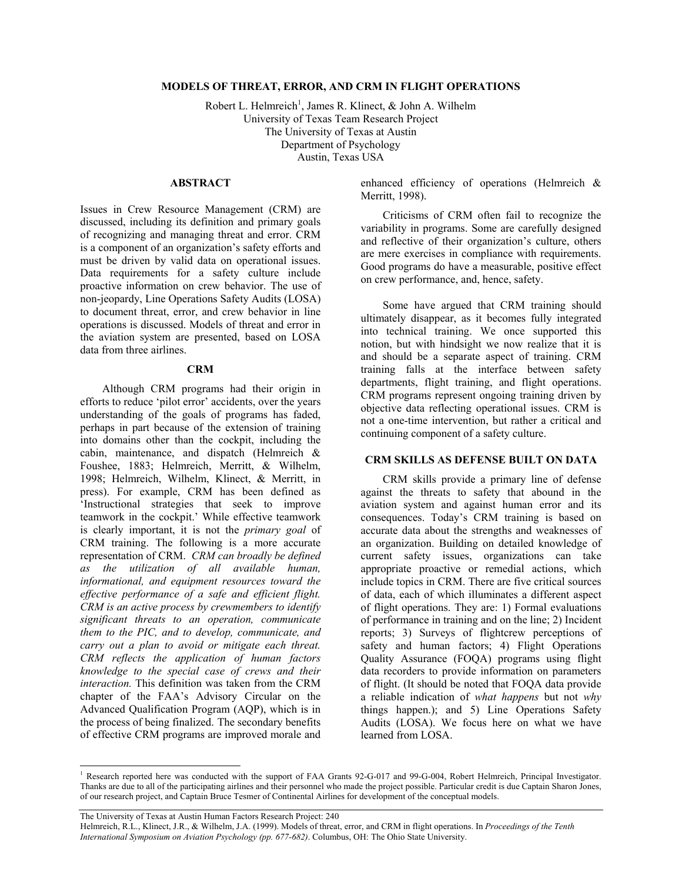# MODELS OF THREAT, ERROR, AND CRM IN FLIGHT OPERATIONS

Robert L. Helmreich[1], James R. Klinect, & John A. Wilhelm
University of Texas Team Research Project
The University of Texas at Austin
Department of Psychology
Austin, Texas USA

## ABSTRACT

Issues in Crew Resource Management (CRM) are discussed, including its definition and primary goals of recognizing and managing threat and error. CRM is a component of an organization's safety efforts and must be driven by valid data on operational issues. Data requirements for a safety culture include proactive information on crew behavior. The use of non-jeopardy, Line Operations Safety Audits (LOSA) to document threat, error, and crew behavior in line operations is discussed. Models of threat and error in the aviation system are presented, based on LOSA data from three airlines.

## CRM

Although CRM programs had their origin in efforts to reduce 'pilot error' accidents, over the years understanding of the goals of programs has faded, perhaps in part because of the extension of training into domains other than the cockpit, including the cabin, maintenance, and dispatch (Helmreich & Foushee, 1883; Helmreich, Merritt, & Wilhelm, 1998; Helmreich, Wilhelm, Klinect, & Merritt, in press). For example, CRM has been defined as 'Instructional strategies that seek to improve teamwork in the cockpit.' While effective teamwork is clearly important, it is not the *primary goal* of CRM training. The following is a more accurate representation of CRM. *CRM can broadly be defined as the utilization of all available human, informational, and equipment resources toward the effective performance of a safe and efficient flight. CRM is an active process by crewmembers to identify significant threats to an operation, communicate them to the PIC, and to develop, communicate, and carry out a plan to avoid or mitigate each threat. CRM reflects the application of human factors knowledge to the special case of crews and their interaction.* This definition was taken from the CRM chapter of the FAA's Advisory Circular on the Advanced Qualification Program (AQP), which is in the process of being finalized. The secondary benefits of effective CRM programs are improved morale and enhanced efficiency of operations (Helmreich & Merritt, 1998).

Criticisms of CRM often fail to recognize the variability in programs. Some are carefully designed and reflective of their organization's culture, others are mere exercises in compliance with requirements. Good programs do have a measurable, positive effect on crew performance, and, hence, safety.

Some have argued that CRM training should ultimately disappear, as it becomes fully integrated into technical training. We once supported this notion, but with hindsight we now realize that it is and should be a separate aspect of training. CRM training falls at the interface between safety departments, flight training, and flight operations. CRM programs represent ongoing training driven by objective data reflecting operational issues. CRM is not a one-time intervention, but rather a critical and continuing component of a safety culture.

## CRM SKILLS AS DEFENSE BUILT ON DATA

CRM skills provide a primary line of defense against the threats to safety that abound in the aviation system and against human error and its consequences. Today's CRM training is based on accurate data about the strengths and weaknesses of an organization. Building on detailed knowledge of current safety issues, organizations can take appropriate proactive or remedial actions, which include topics in CRM. There are five critical sources of data, each of which illuminates a different aspect of flight operations. They are: 1) Formal evaluations of performance in training and on the line; 2) Incident reports; 3) Surveys of flightcrew perceptions of safety and human factors; 4) Flight Operations Quality Assurance (FOQA) programs using flight data recorders to provide information on parameters of flight. (It should be noted that FOQA data provide a reliable indication of *what happens* but not *why* things happen.); and 5) Line Operations Safety Audits (LOSA). We focus here on what we have learned from LOSA.

---

[1] Research reported here was conducted with the support of FAA Grants 92-G-017 and 99-G-004, Robert Helmreich, Principal Investigator. Thanks are due to all of the participating airlines and their personnel who made the project possible. Particular credit is due Captain Sharon Jones, of our research project, and Captain Bruce Tesmer of Continental Airlines for development of the conceptual models.

The University of Texas at Austin Human Factors Research Project: 240
Helmreich, R.L., Klinect, J.R., & Wilhelm, J.A. (1999). Models of threat, error, and CRM in flight operations. In *Proceedings of the Tenth International Symposium on Aviation Psychology (pp. 677-682)*. Columbus, OH: The Ohio State University.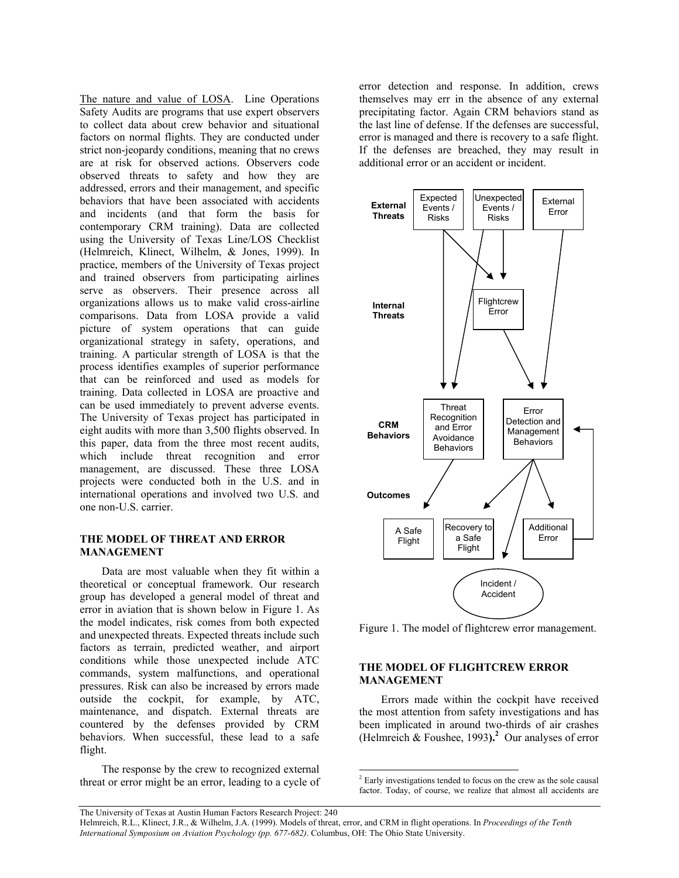<u>The nature and value of LOSA</u>. Line Operations Safety Audits are programs that use expert observers to collect data about crew behavior and situational factors on normal flights. They are conducted under strict non-jeopardy conditions, meaning that no crews are at risk for observed actions. Observers code observed threats to safety and how they are addressed, errors and their management, and specific behaviors that have been associated with accidents and incidents (and that form the basis for contemporary CRM training). Data are collected using the University of Texas Line/LOS Checklist (Helmreich, Klinect, Wilhelm, & Jones, 1999). In practice, members of the University of Texas project and trained observers from participating airlines serve as observers. Their presence across all organizations allows us to make valid cross-airline comparisons. Data from LOSA provide a valid picture of system operations that can guide organizational strategy in safety, operations, and training. A particular strength of LOSA is that the process identifies examples of superior performance that can be reinforced and used as models for training. Data collected in LOSA are proactive and can be used immediately to prevent adverse events. The University of Texas project has participated in eight audits with more than 3,500 flights observed. In this paper, data from the three most recent audits, which include threat recognition and error management, are discussed. These three LOSA projects were conducted both in the U.S. and in international operations and involved two U.S. and one non-U.S. carrier.

## THE MODEL OF THREAT AND ERROR MANAGEMENT

Data are most valuable when they fit within a theoretical or conceptual framework. Our research group has developed a general model of threat and error in aviation that is shown below in Figure 1. As the model indicates, risk comes from both expected and unexpected threats. Expected threats include such factors as terrain, predicted weather, and airport conditions while those unexpected include ATC commands, system malfunctions, and operational pressures. Risk can also be increased by errors made outside the cockpit, for example, by ATC, maintenance, and dispatch. External threats are countered by the defenses provided by CRM behaviors. When successful, these lead to a safe flight.

The response by the crew to recognized external threat or error might be an error, leading to a cycle of error detection and response. In addition, crews themselves may err in the absence of any external precipitating factor. Again CRM behaviors stand as the last line of defense. If the defenses are successful, error is managed and there is recovery to a safe flight. If the defenses are breached, they may result in additional error or an accident or incident.

Figure 1. The model of flightcrew error management.

## THE MODEL OF FLIGHTCREW ERROR MANAGEMENT

Errors made within the cockpit have received the most attention from safety investigations and has been implicated in around two-thirds of air crashes (Helmreich & Foushee, 1993).[2] Our analyses of error

[2] Early investigations tended to focus on the crew as the sole causal factor. Today, of course, we realize that almost all accidents are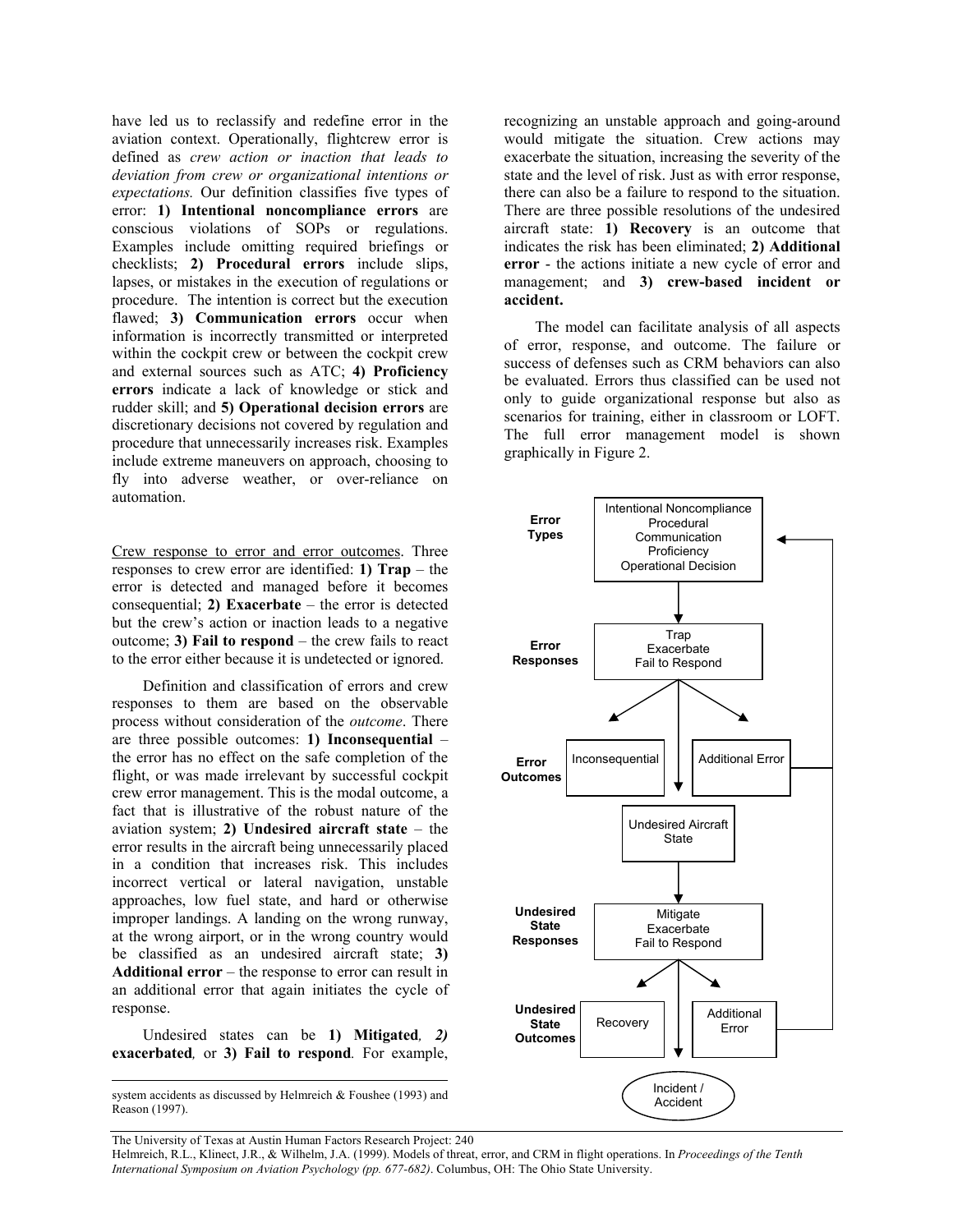have led us to reclassify and redefine error in the aviation context. Operationally, flightcrew error is defined as *crew action or inaction that leads to deviation from crew or organizational intentions or expectations.* Our definition classifies five types of error: **1) Intentional noncompliance errors** are conscious violations of SOPs or regulations. Examples include omitting required briefings or checklists; **2) Procedural errors** include slips, lapses, or mistakes in the execution of regulations or procedure. The intention is correct but the execution flawed; **3) Communication errors** occur when information is incorrectly transmitted or interpreted within the cockpit crew or between the cockpit crew and external sources such as ATC; **4) Proficiency errors** indicate a lack of knowledge or stick and rudder skill; and **5) Operational decision errors** are discretionary decisions not covered by regulation and procedure that unnecessarily increases risk. Examples include extreme maneuvers on approach, choosing to fly into adverse weather, or over-reliance on automation.

Crew response to error and error outcomes. Three responses to crew error are identified: **1) Trap** – the error is detected and managed before it becomes consequential; **2) Exacerbate** – the error is detected but the crew's action or inaction leads to a negative outcome; **3) Fail to respond** – the crew fails to react to the error either because it is undetected or ignored.

Definition and classification of errors and crew responses to them are based on the observable process without consideration of the *outcome*. There are three possible outcomes: **1) Inconsequential** – the error has no effect on the safe completion of the flight, or was made irrelevant by successful cockpit crew error management. This is the modal outcome, a fact that is illustrative of the robust nature of the aviation system; **2) Undesired aircraft state** – the error results in the aircraft being unnecessarily placed in a condition that increases risk. This includes incorrect vertical or lateral navigation, unstable approaches, low fuel state, and hard or otherwise improper landings. A landing on the wrong runway, at the wrong airport, or in the wrong country would be classified as an undesired aircraft state; **3) Additional error** – the response to error can result in an additional error that again initiates the cycle of response.

Undesired states can be **1) Mitigated**, ***2) exacerbated***, or **3) Fail to respond**. For example, recognizing an unstable approach and going-around would mitigate the situation. Crew actions may exacerbate the situation, increasing the severity of the state and the level of risk. Just as with error response, there can also be a failure to respond to the situation. There are three possible resolutions of the undesired aircraft state: **1) Recovery** is an outcome that indicates the risk has been eliminated; **2) Additional error** - the actions initiate a new cycle of error and management; and **3) crew-based incident or accident.**

The model can facilitate analysis of all aspects of error, response, and outcome. The failure or success of defenses such as CRM behaviors can also be evaluated. Errors thus classified can be used not only to guide organizational response but also as scenarios for training, either in classroom or LOFT. The full error management model is shown graphically in Figure 2.

**Error Types**: Intentional Noncompliance / Procedural / Communication / Proficiency / Operational Decision

**Error Responses**: Trap / Exacerbate / Fail to Respond

**Error Outcomes**: Inconsequential / Additional Error / Undesired Aircraft State

**Undesired State Responses**: Mitigate / Exacerbate / Fail to Respond

**Undesired State Outcomes**: Recovery / Additional Error / Incident / Accident

---

system accidents as discussed by Helmreich & Foushee (1993) and Reason (1997).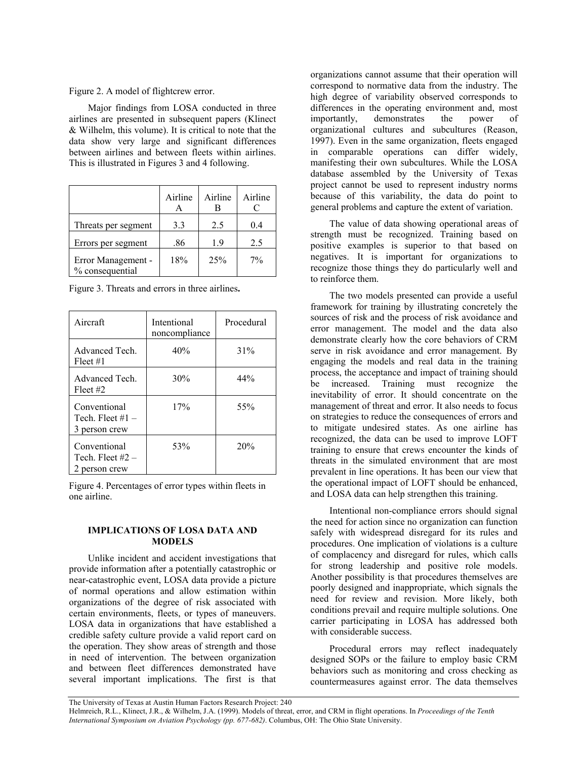Figure 2. A model of flightcrew error.

Major findings from LOSA conducted in three airlines are presented in subsequent papers (Klinect & Wilhelm, this volume). It is critical to note that the data show very large and significant differences between airlines and between fleets within airlines. This is illustrated in Figures 3 and 4 following.

| | Airline A | Airline B | Airline C |
|---|---|---|---|
| Threats per segment | 3.3 | 2.5 | 0.4 |
| Errors per segment | .86 | 1.9 | 2.5 |
| Error Management - % consequential | 18% | 25% | 7% |

Figure 3. Threats and errors in three airlines**.**

| Aircraft | Intentional noncompliance | Procedural |
|---|---|---|
| Advanced Tech. Fleet #1 | 40% | 31% |
| Advanced Tech. Fleet #2 | 30% | 44% |
| Conventional Tech. Fleet #1 – 3 person crew | 17% | 55% |
| Conventional Tech. Fleet #2 – 2 person crew | 53% | 20% |

Figure 4. Percentages of error types within fleets in one airline.

## IMPLICATIONS OF LOSA DATA AND MODELS

Unlike incident and accident investigations that provide information after a potentially catastrophic or near-catastrophic event, LOSA data provide a picture of normal operations and allow estimation within organizations of the degree of risk associated with certain environments, fleets, or types of maneuvers. LOSA data in organizations that have established a credible safety culture provide a valid report card on the operation. They show areas of strength and those in need of intervention. The between organization and between fleet differences demonstrated have several important implications. The first is that organizations cannot assume that their operation will correspond to normative data from the industry. The high degree of variability observed corresponds to differences in the operating environment and, most importantly, demonstrates the power of organizational cultures and subcultures (Reason, 1997). Even in the same organization, fleets engaged in comparable operations can differ widely, manifesting their own subcultures. While the LOSA database assembled by the University of Texas project cannot be used to represent industry norms because of this variability, the data do point to general problems and capture the extent of variation.

The value of data showing operational areas of strength must be recognized. Training based on positive examples is superior to that based on negatives. It is important for organizations to recognize those things they do particularly well and to reinforce them.

The two models presented can provide a useful framework for training by illustrating concretely the sources of risk and the process of risk avoidance and error management. The model and the data also demonstrate clearly how the core behaviors of CRM serve in risk avoidance and error management. By engaging the models and real data in the training process, the acceptance and impact of training should be increased. Training must recognize the inevitability of error. It should concentrate on the management of threat and error. It also needs to focus on strategies to reduce the consequences of errors and to mitigate undesired states. As one airline has recognized, the data can be used to improve LOFT training to ensure that crews encounter the kinds of threats in the simulated environment that are most prevalent in line operations. It has been our view that the operational impact of LOFT should be enhanced, and LOSA data can help strengthen this training.

Intentional non-compliance errors should signal the need for action since no organization can function safely with widespread disregard for its rules and procedures. One implication of violations is a culture of complacency and disregard for rules, which calls for strong leadership and positive role models. Another possibility is that procedures themselves are poorly designed and inappropriate, which signals the need for review and revision. More likely, both conditions prevail and require multiple solutions. One carrier participating in LOSA has addressed both with considerable success.

Procedural errors may reflect inadequately designed SOPs or the failure to employ basic CRM behaviors such as monitoring and cross checking as countermeasures against error. The data themselves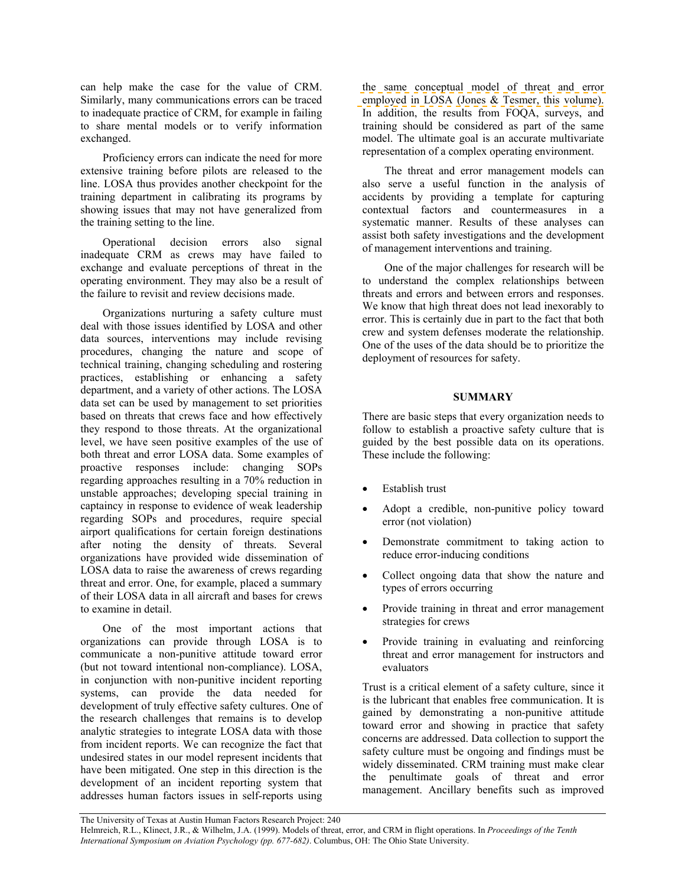can help make the case for the value of CRM. Similarly, many communications errors can be traced to inadequate practice of CRM, for example in failing to share mental models or to verify information exchanged.

Proficiency errors can indicate the need for more extensive training before pilots are released to the line. LOSA thus provides another checkpoint for the training department in calibrating its programs by showing issues that may not have generalized from the training setting to the line.

Operational decision errors also signal inadequate CRM as crews may have failed to exchange and evaluate perceptions of threat in the operating environment. They may also be a result of the failure to revisit and review decisions made.

Organizations nurturing a safety culture must deal with those issues identified by LOSA and other data sources, interventions may include revising procedures, changing the nature and scope of technical training, changing scheduling and rostering practices, establishing or enhancing a safety department, and a variety of other actions. The LOSA data set can be used by management to set priorities based on threats that crews face and how effectively they respond to those threats. At the organizational level, we have seen positive examples of the use of both threat and error LOSA data. Some examples of proactive responses include: changing SOPs regarding approaches resulting in a 70% reduction in unstable approaches; developing special training in captaincy in response to evidence of weak leadership regarding SOPs and procedures, require special airport qualifications for certain foreign destinations after noting the density of threats. Several organizations have provided wide dissemination of LOSA data to raise the awareness of crews regarding threat and error. One, for example, placed a summary of their LOSA data in all aircraft and bases for crews to examine in detail.

One of the most important actions that organizations can provide through LOSA is to communicate a non-punitive attitude toward error (but not toward intentional non-compliance). LOSA, in conjunction with non-punitive incident reporting systems, can provide the data needed for development of truly effective safety cultures. One of the research challenges that remains is to develop analytic strategies to integrate LOSA data with those from incident reports. We can recognize the fact that undesired states in our model represent incidents that have been mitigated. One step in this direction is the development of an incident reporting system that addresses human factors issues in self-reports using the same conceptual model of threat and error employed in LOSA (Jones & Tesmer, this volume). In addition, the results from FOQA, surveys, and training should be considered as part of the same model. The ultimate goal is an accurate multivariate representation of a complex operating environment.

The threat and error management models can also serve a useful function in the analysis of accidents by providing a template for capturing contextual factors and countermeasures in a systematic manner. Results of these analyses can assist both safety investigations and the development of management interventions and training.

One of the major challenges for research will be to understand the complex relationships between threats and errors and between errors and responses. We know that high threat does not lead inexorably to error. This is certainly due in part to the fact that both crew and system defenses moderate the relationship. One of the uses of the data should be to prioritize the deployment of resources for safety.

## SUMMARY

There are basic steps that every organization needs to follow to establish a proactive safety culture that is guided by the best possible data on its operations. These include the following:

- Establish trust
- Adopt a credible, non-punitive policy toward error (not violation)
- Demonstrate commitment to taking action to reduce error-inducing conditions
- Collect ongoing data that show the nature and types of errors occurring
- Provide training in threat and error management strategies for crews
- Provide training in evaluating and reinforcing threat and error management for instructors and evaluators

Trust is a critical element of a safety culture, since it is the lubricant that enables free communication. It is gained by demonstrating a non-punitive attitude toward error and showing in practice that safety concerns are addressed. Data collection to support the safety culture must be ongoing and findings must be widely disseminated. CRM training must make clear the penultimate goals of threat and error management. Ancillary benefits such as improved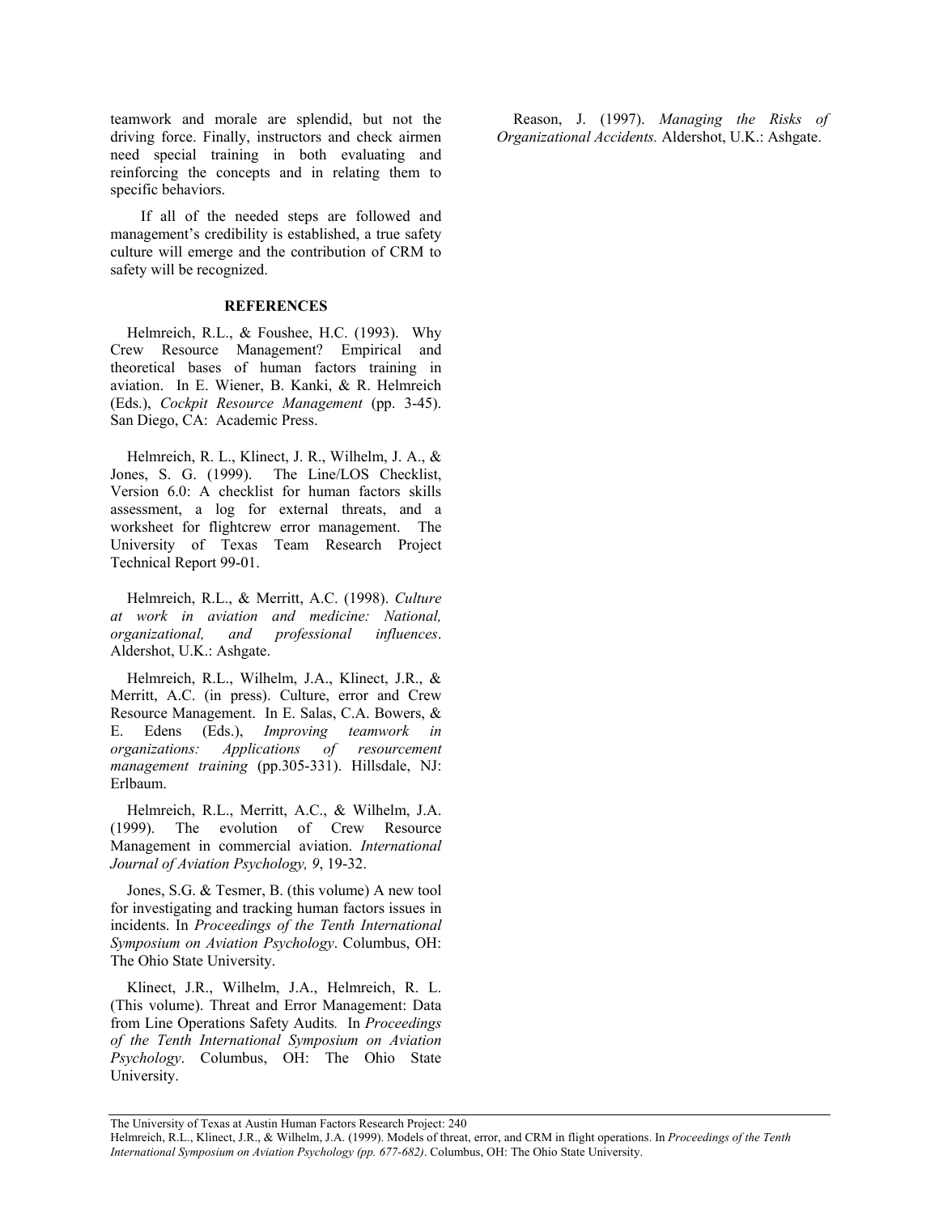teamwork and morale are splendid, but not the driving force. Finally, instructors and check airmen need special training in both evaluating and reinforcing the concepts and in relating them to specific behaviors.

If all of the needed steps are followed and management's credibility is established, a true safety culture will emerge and the contribution of CRM to safety will be recognized.

## REFERENCES

Helmreich, R.L., & Foushee, H.C. (1993). Why Crew Resource Management? Empirical and theoretical bases of human factors training in aviation. In E. Wiener, B. Kanki, & R. Helmreich (Eds.), *Cockpit Resource Management* (pp. 3-45). San Diego, CA: Academic Press.

Helmreich, R. L., Klinect, J. R., Wilhelm, J. A., & Jones, S. G. (1999). The Line/LOS Checklist, Version 6.0: A checklist for human factors skills assessment, a log for external threats, and a worksheet for flightcrew error management. The University of Texas Team Research Project Technical Report 99-01.

Helmreich, R.L., & Merritt, A.C. (1998). *Culture at work in aviation and medicine: National, organizational, and professional influences*. Aldershot, U.K.: Ashgate.

Helmreich, R.L., Wilhelm, J.A., Klinect, J.R., & Merritt, A.C. (in press). Culture, error and Crew Resource Management. In E. Salas, C.A. Bowers, & E. Edens (Eds.), *Improving teamwork in organizations: Applications of resourcement management training* (pp.305-331). Hillsdale, NJ: Erlbaum.

Helmreich, R.L., Merritt, A.C., & Wilhelm, J.A. (1999). The evolution of Crew Resource Management in commercial aviation. *International Journal of Aviation Psychology, 9*, 19-32.

Jones, S.G. & Tesmer, B. (this volume) A new tool for investigating and tracking human factors issues in incidents. In *Proceedings of the Tenth International Symposium on Aviation Psychology*. Columbus, OH: The Ohio State University.

Klinect, J.R., Wilhelm, J.A., Helmreich, R. L. (This volume). Threat and Error Management: Data from Line Operations Safety Audits. In *Proceedings of the Tenth International Symposium on Aviation Psychology*. Columbus, OH: The Ohio State University.

Reason, J. (1997). *Managing the Risks of Organizational Accidents.* Aldershot, U.K.: Ashgate.

The University of Texas at Austin Human Factors Research Project: 240
Helmreich, R.L., Klinect, J.R., & Wilhelm, J.A. (1999). Models of threat, error, and CRM in flight operations. In *Proceedings of the Tenth International Symposium on Aviation Psychology (pp. 677-682)*. Columbus, OH: The Ohio State University.